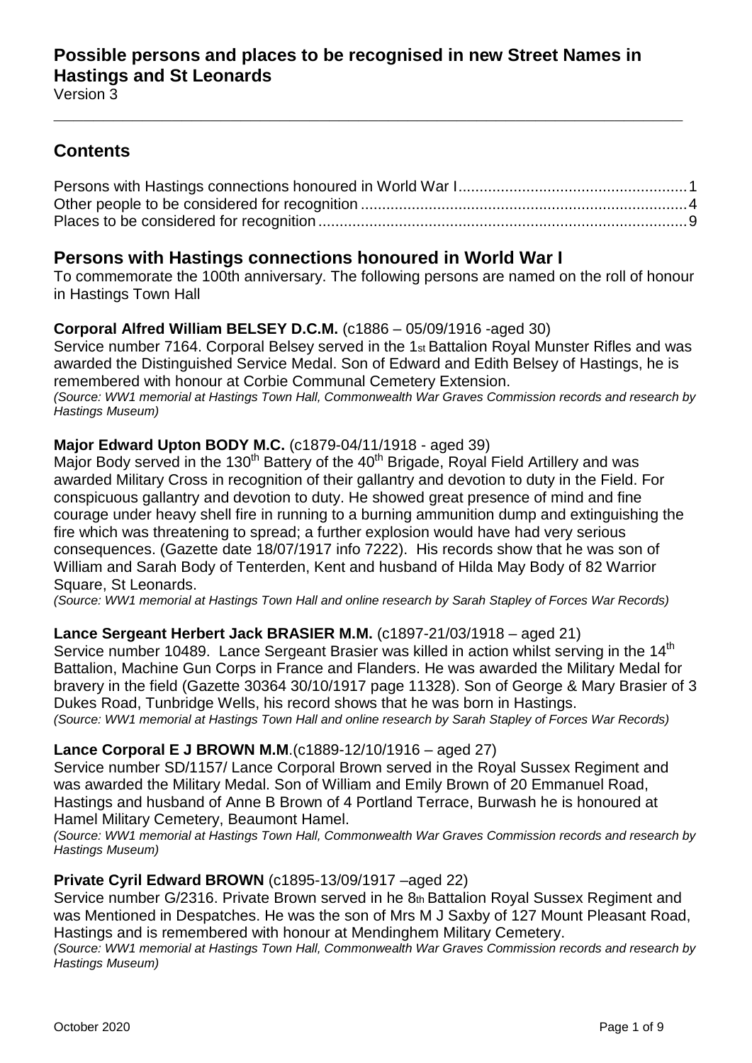# Possible persons and places to be recognised in new Street Names in Hastings and St Leonards

Version 3

## Contents

Persons with Hastings connections honoured in World War I ........ 1
Other people to be considered for recognition ........ 4
Places to be considered for recognition ........ 9

## Persons with Hastings connections honoured in World War I

To commemorate the 100th anniversary. The following persons are named on the roll of honour in Hastings Town Hall

**Corporal Alfred William BELSEY D.C.M.** (c1886 – 05/09/1916 -aged 30)

Service number 7164. Corporal Belsey served in the 1st Battalion Royal Munster Rifles and was awarded the Distinguished Service Medal. Son of Edward and Edith Belsey of Hastings, he is remembered with honour at Corbie Communal Cemetery Extension.

*(Source: WW1 memorial at Hastings Town Hall, Commonwealth War Graves Commission records and research by Hastings Museum)*

**Major Edward Upton BODY M.C.** (c1879-04/11/1918 - aged 39)

Major Body served in the 130th Battery of the 40th Brigade, Royal Field Artillery and was awarded Military Cross in recognition of their gallantry and devotion to duty in the Field. For conspicuous gallantry and devotion to duty. He showed great presence of mind and fine courage under heavy shell fire in running to a burning ammunition dump and extinguishing the fire which was threatening to spread; a further explosion would have had very serious consequences. (Gazette date 18/07/1917 info 7222). His records show that he was son of William and Sarah Body of Tenterden, Kent and husband of Hilda May Body of 82 Warrior Square, St Leonards.

*(Source: WW1 memorial at Hastings Town Hall and online research by Sarah Stapley of Forces War Records)*

**Lance Sergeant Herbert Jack BRASIER M.M.** (c1897-21/03/1918 – aged 21)

Service number 10489. Lance Sergeant Brasier was killed in action whilst serving in the 14th Battalion, Machine Gun Corps in France and Flanders. He was awarded the Military Medal for bravery in the field (Gazette 30364 30/10/1917 page 11328). Son of George & Mary Brasier of 3 Dukes Road, Tunbridge Wells, his record shows that he was born in Hastings.

*(Source: WW1 memorial at Hastings Town Hall and online research by Sarah Stapley of Forces War Records)*

**Lance Corporal E J BROWN M.M**.(c1889-12/10/1916 – aged 27)

Service number SD/1157/ Lance Corporal Brown served in the Royal Sussex Regiment and was awarded the Military Medal. Son of William and Emily Brown of 20 Emmanuel Road, Hastings and husband of Anne B Brown of 4 Portland Terrace, Burwash he is honoured at Hamel Military Cemetery, Beaumont Hamel.

*(Source: WW1 memorial at Hastings Town Hall, Commonwealth War Graves Commission records and research by Hastings Museum)*

**Private Cyril Edward BROWN** (c1895-13/09/1917 –aged 22)

Service number G/2316. Private Brown served in he 8th Battalion Royal Sussex Regiment and was Mentioned in Despatches. He was the son of Mrs M J Saxby of 127 Mount Pleasant Road, Hastings and is remembered with honour at Mendinghem Military Cemetery.

*(Source: WW1 memorial at Hastings Town Hall, Commonwealth War Graves Commission records and research by Hastings Museum)*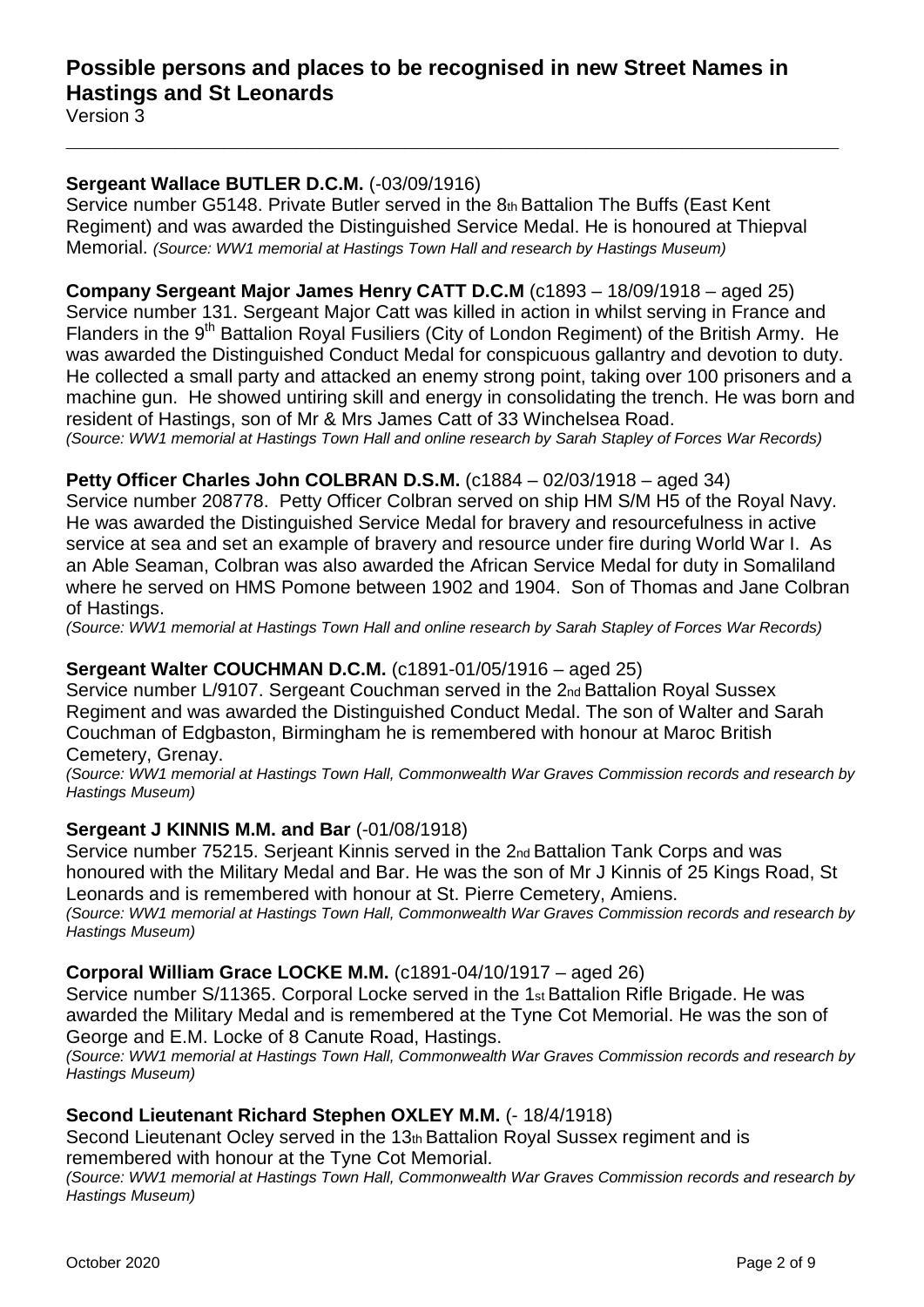**Sergeant Wallace BUTLER D.C.M.** (-03/09/1916)
Service number G5148. Private Butler served in the 8th Battalion The Buffs (East Kent Regiment) and was awarded the Distinguished Service Medal. He is honoured at Thiepval Memorial. *(Source: WW1 memorial at Hastings Town Hall and research by Hastings Museum)*

**Company Sergeant Major James Henry CATT D.C.M** (c1893 – 18/09/1918 – aged 25)
Service number 131. Sergeant Major Catt was killed in action in whilst serving in France and Flanders in the 9th Battalion Royal Fusiliers (City of London Regiment) of the British Army. He was awarded the Distinguished Conduct Medal for conspicuous gallantry and devotion to duty. He collected a small party and attacked an enemy strong point, taking over 100 prisoners and a machine gun. He showed untiring skill and energy in consolidating the trench. He was born and resident of Hastings, son of Mr & Mrs James Catt of 33 Winchelsea Road.
*(Source: WW1 memorial at Hastings Town Hall and online research by Sarah Stapley of Forces War Records)*

**Petty Officer Charles John COLBRAN D.S.M.** (c1884 – 02/03/1918 – aged 34)
Service number 208778. Petty Officer Colbran served on ship HM S/M H5 of the Royal Navy. He was awarded the Distinguished Service Medal for bravery and resourcefulness in active service at sea and set an example of bravery and resource under fire during World War I. As an Able Seaman, Colbran was also awarded the African Service Medal for duty in Somaliland where he served on HMS Pomone between 1902 and 1904. Son of Thomas and Jane Colbran of Hastings.
*(Source: WW1 memorial at Hastings Town Hall and online research by Sarah Stapley of Forces War Records)*

**Sergeant Walter COUCHMAN D.C.M.** (c1891-01/05/1916 – aged 25)
Service number L/9107. Sergeant Couchman served in the 2nd Battalion Royal Sussex Regiment and was awarded the Distinguished Conduct Medal. The son of Walter and Sarah Couchman of Edgbaston, Birmingham he is remembered with honour at Maroc British Cemetery, Grenay.
*(Source: WW1 memorial at Hastings Town Hall, Commonwealth War Graves Commission records and research by Hastings Museum)*

**Sergeant J KINNIS M.M. and Bar** (-01/08/1918)
Service number 75215. Serjeant Kinnis served in the 2nd Battalion Tank Corps and was honoured with the Military Medal and Bar. He was the son of Mr J Kinnis of 25 Kings Road, St Leonards and is remembered with honour at St. Pierre Cemetery, Amiens.
*(Source: WW1 memorial at Hastings Town Hall, Commonwealth War Graves Commission records and research by Hastings Museum)*

**Corporal William Grace LOCKE M.M.** (c1891-04/10/1917 – aged 26)
Service number S/11365. Corporal Locke served in the 1st Battalion Rifle Brigade. He was awarded the Military Medal and is remembered at the Tyne Cot Memorial. He was the son of George and E.M. Locke of 8 Canute Road, Hastings.
*(Source: WW1 memorial at Hastings Town Hall, Commonwealth War Graves Commission records and research by Hastings Museum)*

**Second Lieutenant Richard Stephen OXLEY M.M.** (- 18/4/1918)
Second Lieutenant Ocley served in the 13th Battalion Royal Sussex regiment and is remembered with honour at the Tyne Cot Memorial.
*(Source: WW1 memorial at Hastings Town Hall, Commonwealth War Graves Commission records and research by Hastings Museum)*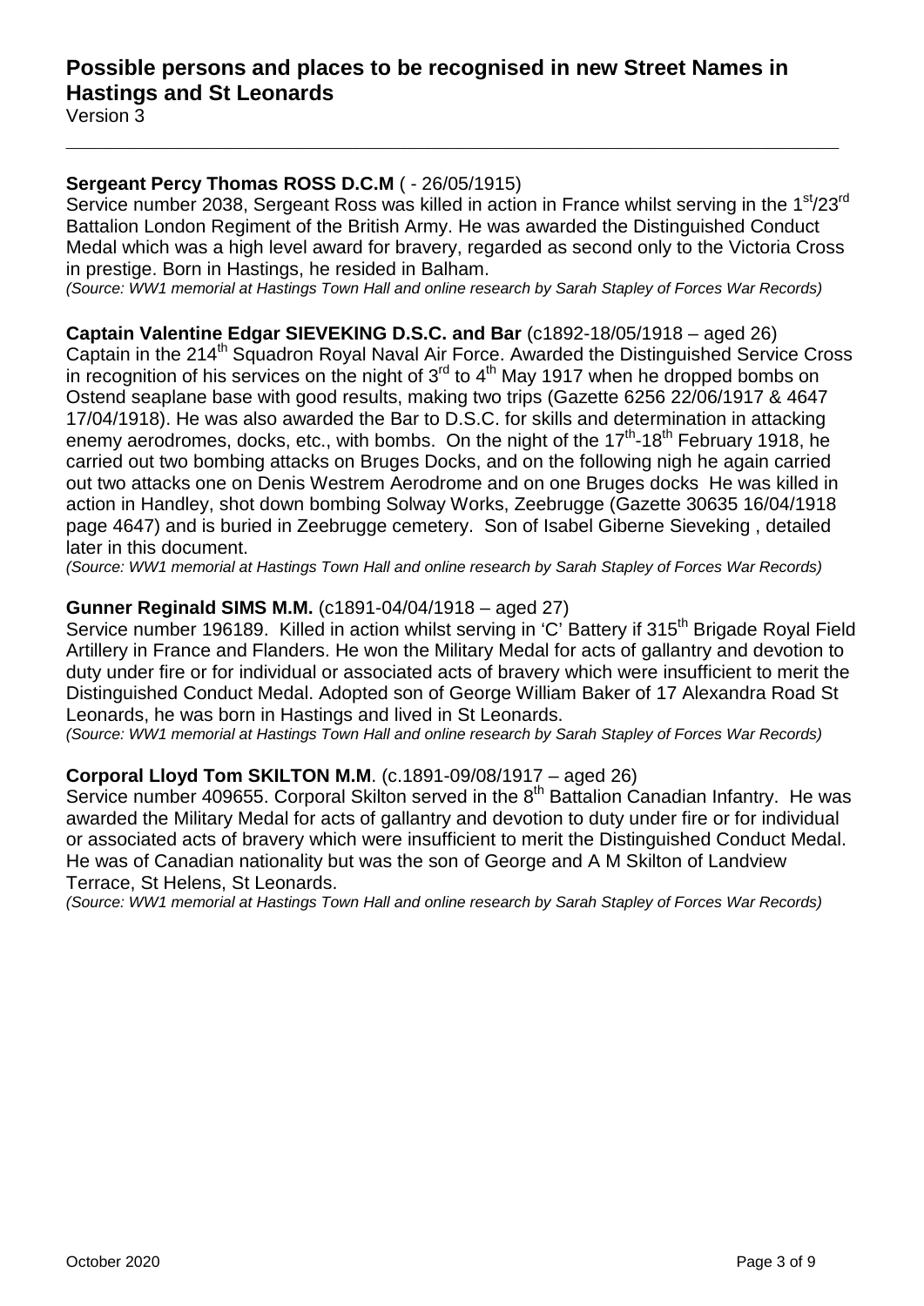## Possible persons and places to be recognised in new Street Names in Hastings and St Leonards

Version 3

**Sergeant Percy Thomas ROSS D.C.M** ( - 26/05/1915)
Service number 2038, Sergeant Ross was killed in action in France whilst serving in the 1st/23rd Battalion London Regiment of the British Army. He was awarded the Distinguished Conduct Medal which was a high level award for bravery, regarded as second only to the Victoria Cross in prestige. Born in Hastings, he resided in Balham.
*(Source: WW1 memorial at Hastings Town Hall and online research by Sarah Stapley of Forces War Records)*

**Captain Valentine Edgar SIEVEKING D.S.C. and Bar** (c1892-18/05/1918 – aged 26)
Captain in the 214th Squadron Royal Naval Air Force. Awarded the Distinguished Service Cross in recognition of his services on the night of 3rd to 4th May 1917 when he dropped bombs on Ostend seaplane base with good results, making two trips (Gazette 6256 22/06/1917 & 4647 17/04/1918). He was also awarded the Bar to D.S.C. for skills and determination in attacking enemy aerodromes, docks, etc., with bombs. On the night of the 17th-18th February 1918, he carried out two bombing attacks on Bruges Docks, and on the following nigh he again carried out two attacks one on Denis Westrem Aerodrome and on one Bruges docks He was killed in action in Handley, shot down bombing Solway Works, Zeebrugge (Gazette 30635 16/04/1918 page 4647) and is buried in Zeebrugge cemetery. Son of Isabel Giberne Sieveking , detailed later in this document.
*(Source: WW1 memorial at Hastings Town Hall and online research by Sarah Stapley of Forces War Records)*

**Gunner Reginald SIMS M.M.** (c1891-04/04/1918 – aged 27)
Service number 196189. Killed in action whilst serving in 'C' Battery if 315th Brigade Royal Field Artillery in France and Flanders. He won the Military Medal for acts of gallantry and devotion to duty under fire or for individual or associated acts of bravery which were insufficient to merit the Distinguished Conduct Medal. Adopted son of George William Baker of 17 Alexandra Road St Leonards, he was born in Hastings and lived in St Leonards.
*(Source: WW1 memorial at Hastings Town Hall and online research by Sarah Stapley of Forces War Records)*

**Corporal Lloyd Tom SKILTON M.M**. (c.1891-09/08/1917 – aged 26)
Service number 409655. Corporal Skilton served in the 8th Battalion Canadian Infantry. He was awarded the Military Medal for acts of gallantry and devotion to duty under fire or for individual or associated acts of bravery which were insufficient to merit the Distinguished Conduct Medal. He was of Canadian nationality but was the son of George and A M Skilton of Landview Terrace, St Helens, St Leonards.
*(Source: WW1 memorial at Hastings Town Hall and online research by Sarah Stapley of Forces War Records)*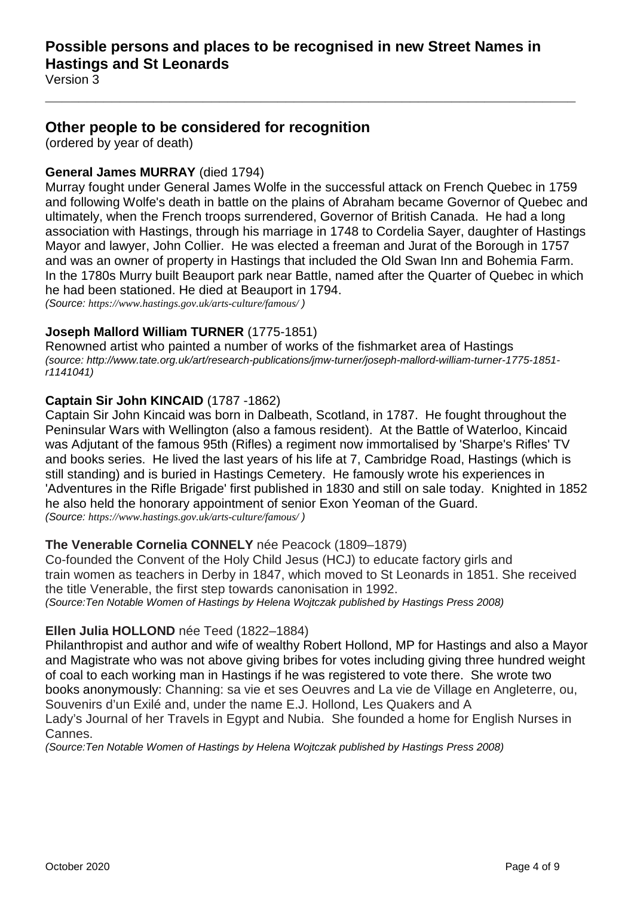# Possible persons and places to be recognised in new Street Names in Hastings and St Leonards

Version 3

## Other people to be considered for recognition

(ordered by year of death)

### General James MURRAY (died 1794)

Murray fought under General James Wolfe in the successful attack on French Quebec in 1759 and following Wolfe's death in battle on the plains of Abraham became Governor of Quebec and ultimately, when the French troops surrendered, Governor of British Canada. He had a long association with Hastings, through his marriage in 1748 to Cordelia Sayer, daughter of Hastings Mayor and lawyer, John Collier. He was elected a freeman and Jurat of the Borough in 1757 and was an owner of property in Hastings that included the Old Swan Inn and Bohemia Farm. In the 1780s Murry built Beauport park near Battle, named after the Quarter of Quebec in which he had been stationed. He died at Beauport in 1794.

*(Source: https://www.hastings.gov.uk/arts-culture/famous/ )*

### Joseph Mallord William TURNER (1775-1851)

Renowned artist who painted a number of works of the fishmarket area of Hastings

*(source: http://www.tate.org.uk/art/research-publications/jmw-turner/joseph-mallord-william-turner-1775-1851-r1141041)*

### Captain Sir John KINCAID (1787 -1862)

Captain Sir John Kincaid was born in Dalbeath, Scotland, in 1787. He fought throughout the Peninsular Wars with Wellington (also a famous resident). At the Battle of Waterloo, Kincaid was Adjutant of the famous 95th (Rifles) a regiment now immortalised by 'Sharpe's Rifles' TV and books series. He lived the last years of his life at 7, Cambridge Road, Hastings (which is still standing) and is buried in Hastings Cemetery. He famously wrote his experiences in 'Adventures in the Rifle Brigade' first published in 1830 and still on sale today. Knighted in 1852 he also held the honorary appointment of senior Exon Yeoman of the Guard.

*(Source: https://www.hastings.gov.uk/arts-culture/famous/ )*

### The Venerable Cornelia CONNELY née Peacock (1809–1879)

Co-founded the Convent of the Holy Child Jesus (HCJ) to educate factory girls and train women as teachers in Derby in 1847, which moved to St Leonards in 1851. She received the title Venerable, the first step towards canonisation in 1992.

*(Source:Ten Notable Women of Hastings by Helena Wojtczak published by Hastings Press 2008)*

### Ellen Julia HOLLOND née Teed (1822–1884)

Philanthropist and author and wife of wealthy Robert Hollond, MP for Hastings and also a Mayor and Magistrate who was not above giving bribes for votes including giving three hundred weight of coal to each working man in Hastings if he was registered to vote there. She wrote two books anonymously: Channing: sa vie et ses Oeuvres and La vie de Village en Angleterre, ou, Souvenirs d'un Exilé and, under the name E.J. Hollond, Les Quakers and A Lady's Journal of her Travels in Egypt and Nubia. She founded a home for English Nurses in Cannes.

*(Source:Ten Notable Women of Hastings by Helena Wojtczak published by Hastings Press 2008)*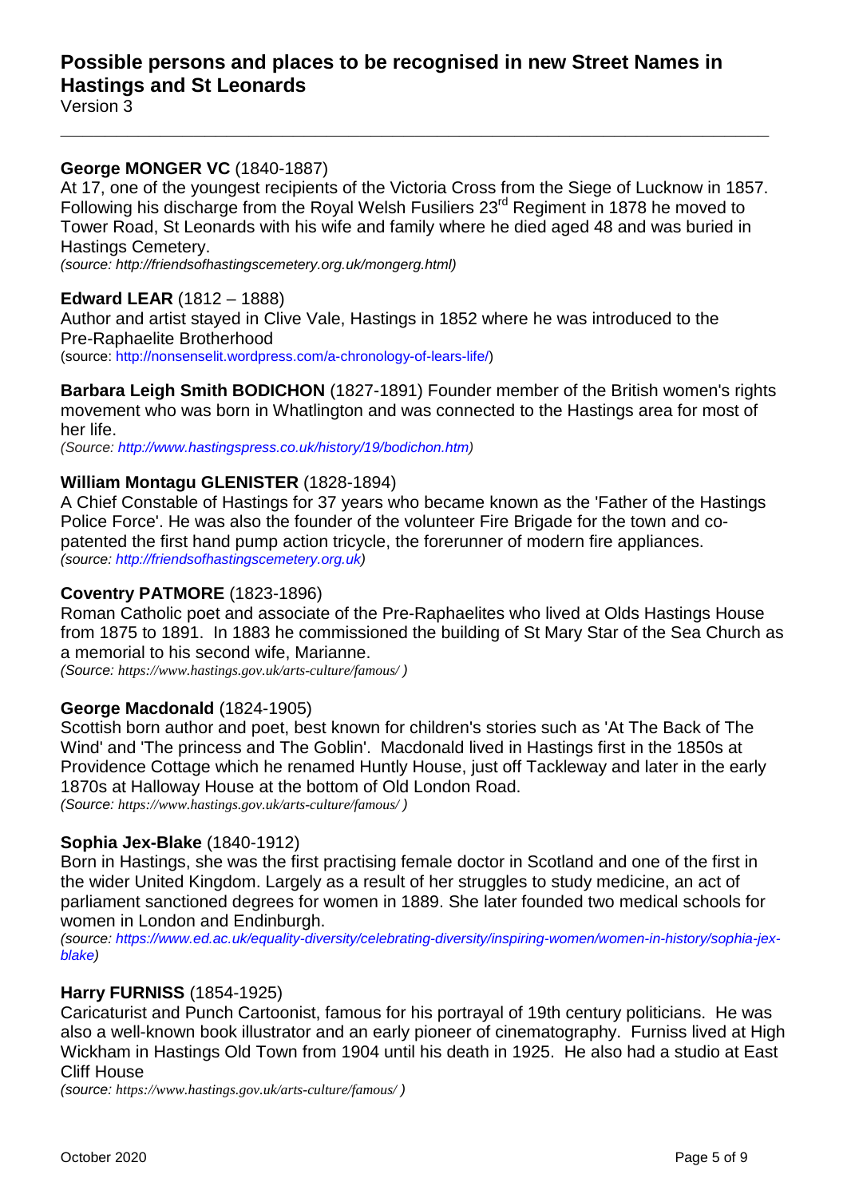# Possible persons and places to be recognised in new Street Names in Hastings and St Leonards

Version 3

---

**George MONGER VC** (1840-1887)

At 17, one of the youngest recipients of the Victoria Cross from the Siege of Lucknow in 1857. Following his discharge from the Royal Welsh Fusiliers 23rd Regiment in 1878 he moved to Tower Road, St Leonards with his wife and family where he died aged 48 and was buried in Hastings Cemetery.

*(source: http://friendsofhastingscemetery.org.uk/mongerg.html)*

**Edward LEAR** (1812 – 1888)

Author and artist stayed in Clive Vale, Hastings in 1852 where he was introduced to the Pre-Raphaelite Brotherhood

(source: http://nonsenselit.wordpress.com/a-chronology-of-lears-life/)

**Barbara Leigh Smith BODICHON** (1827-1891) Founder member of the British women's rights movement who was born in Whatlington and was connected to the Hastings area for most of her life.

*(Source: http://www.hastingspress.co.uk/history/19/bodichon.htm)*

**William Montagu GLENISTER** (1828-1894)

A Chief Constable of Hastings for 37 years who became known as the 'Father of the Hastings Police Force'. He was also the founder of the volunteer Fire Brigade for the town and co-patented the first hand pump action tricycle, the forerunner of modern fire appliances.

*(source: http://friendsofhastingscemetery.org.uk)*

**Coventry PATMORE** (1823-1896)

Roman Catholic poet and associate of the Pre-Raphaelites who lived at Olds Hastings House from 1875 to 1891. In 1883 he commissioned the building of St Mary Star of the Sea Church as a memorial to his second wife, Marianne.

*(Source: https://www.hastings.gov.uk/arts-culture/famous/ )*

**George Macdonald** (1824-1905)

Scottish born author and poet, best known for children's stories such as 'At The Back of The Wind' and 'The princess and The Goblin'. Macdonald lived in Hastings first in the 1850s at Providence Cottage which he renamed Huntly House, just off Tackleway and later in the early 1870s at Halloway House at the bottom of Old London Road.

*(Source: https://www.hastings.gov.uk/arts-culture/famous/ )*

**Sophia Jex-Blake** (1840-1912)

Born in Hastings, she was the first practising female doctor in Scotland and one of the first in the wider United Kingdom. Largely as a result of her struggles to study medicine, an act of parliament sanctioned degrees for women in 1889. She later founded two medical schools for women in London and Endinburgh.

*(source: https://www.ed.ac.uk/equality-diversity/celebrating-diversity/inspiring-women/women-in-history/sophia-jex-blake)*

**Harry FURNISS** (1854-1925)

Caricaturist and Punch Cartoonist, famous for his portrayal of 19th century politicians. He was also a well-known book illustrator and an early pioneer of cinematography. Furniss lived at High Wickham in Hastings Old Town from 1904 until his death in 1925. He also had a studio at East Cliff House

*(source: https://www.hastings.gov.uk/arts-culture/famous/ )*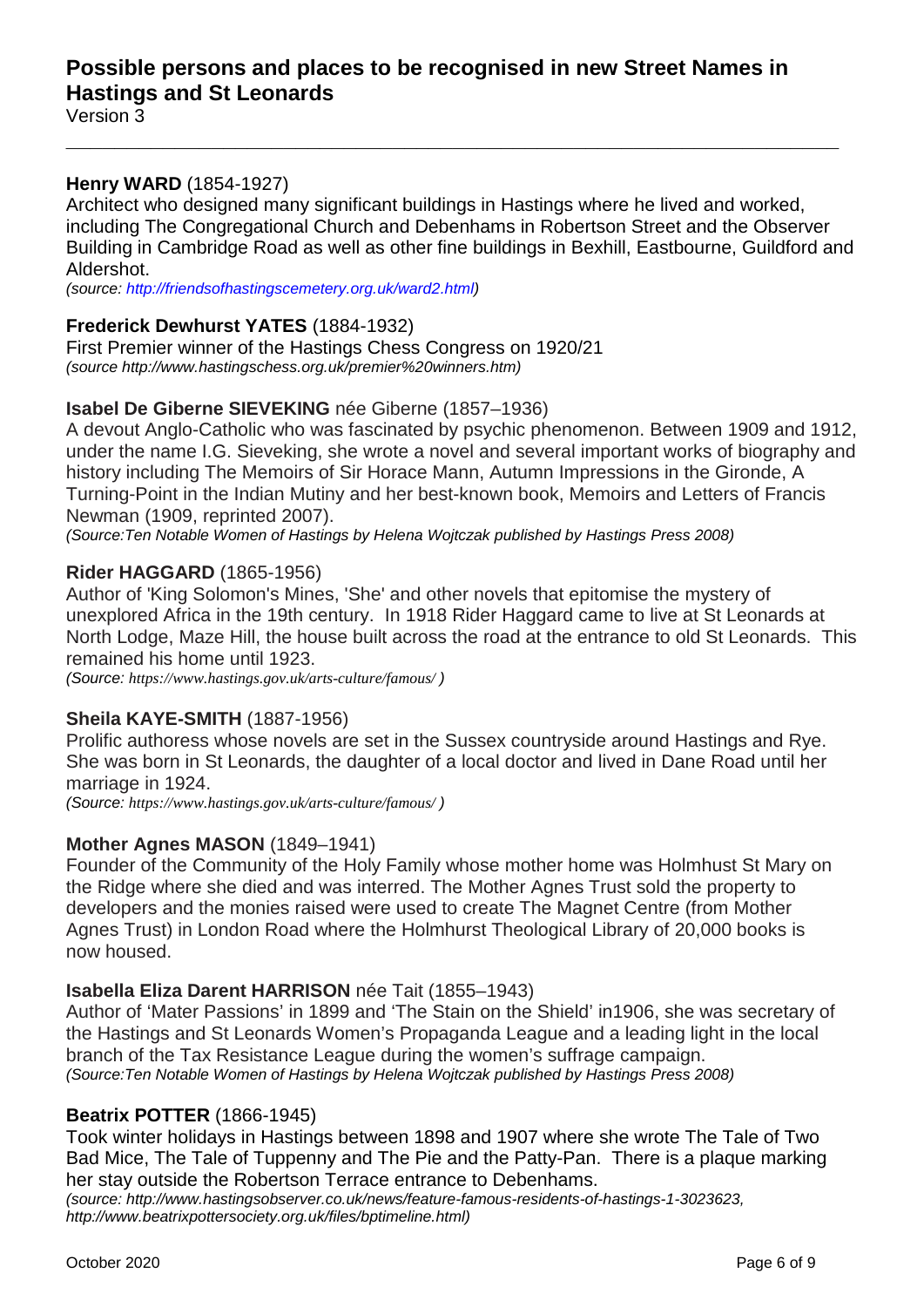# Possible persons and places to be recognised in new Street Names in Hastings and St Leonards

Version 3

**Henry WARD** (1854-1927)

Architect who designed many significant buildings in Hastings where he lived and worked, including The Congregational Church and Debenhams in Robertson Street and the Observer Building in Cambridge Road as well as other fine buildings in Bexhill, Eastbourne, Guildford and Aldershot.

*(source: http://friendsofhastingscemetery.org.uk/ward2.html)*

**Frederick Dewhurst YATES** (1884-1932)

First Premier winner of the Hastings Chess Congress on 1920/21

*(source http://www.hastingschess.org.uk/premier%20winners.htm)*

**Isabel De Giberne SIEVEKING** née Giberne (1857–1936)

A devout Anglo-Catholic who was fascinated by psychic phenomenon. Between 1909 and 1912, under the name I.G. Sieveking, she wrote a novel and several important works of biography and history including The Memoirs of Sir Horace Mann, Autumn Impressions in the Gironde, A Turning-Point in the Indian Mutiny and her best-known book, Memoirs and Letters of Francis Newman (1909, reprinted 2007).

*(Source:Ten Notable Women of Hastings by Helena Wojtczak published by Hastings Press 2008)*

**Rider HAGGARD** (1865-1956)

Author of 'King Solomon's Mines, 'She' and other novels that epitomise the mystery of unexplored Africa in the 19th century. In 1918 Rider Haggard came to live at St Leonards at North Lodge, Maze Hill, the house built across the road at the entrance to old St Leonards. This remained his home until 1923.

*(Source: https://www.hastings.gov.uk/arts-culture/famous/ )*

**Sheila KAYE-SMITH** (1887-1956)

Prolific authoress whose novels are set in the Sussex countryside around Hastings and Rye. She was born in St Leonards, the daughter of a local doctor and lived in Dane Road until her marriage in 1924.

*(Source: https://www.hastings.gov.uk/arts-culture/famous/ )*

**Mother Agnes MASON** (1849–1941)

Founder of the Community of the Holy Family whose mother home was Holmhust St Mary on the Ridge where she died and was interred. The Mother Agnes Trust sold the property to developers and the monies raised were used to create The Magnet Centre (from Mother Agnes Trust) in London Road where the Holmhurst Theological Library of 20,000 books is now housed.

**Isabella Eliza Darent HARRISON** née Tait (1855–1943)

Author of 'Mater Passions' in 1899 and 'The Stain on the Shield' in1906, she was secretary of the Hastings and St Leonards Women's Propaganda League and a leading light in the local branch of the Tax Resistance League during the women's suffrage campaign.

*(Source:Ten Notable Women of Hastings by Helena Wojtczak published by Hastings Press 2008)*

**Beatrix POTTER** (1866-1945)

Took winter holidays in Hastings between 1898 and 1907 where she wrote The Tale of Two Bad Mice, The Tale of Tuppenny and The Pie and the Patty-Pan. There is a plaque marking her stay outside the Robertson Terrace entrance to Debenhams.

*(source: http://www.hastingsobserver.co.uk/news/feature-famous-residents-of-hastings-1-3023623, http://www.beatrixpottersociety.org.uk/files/bptimeline.html)*

October 2020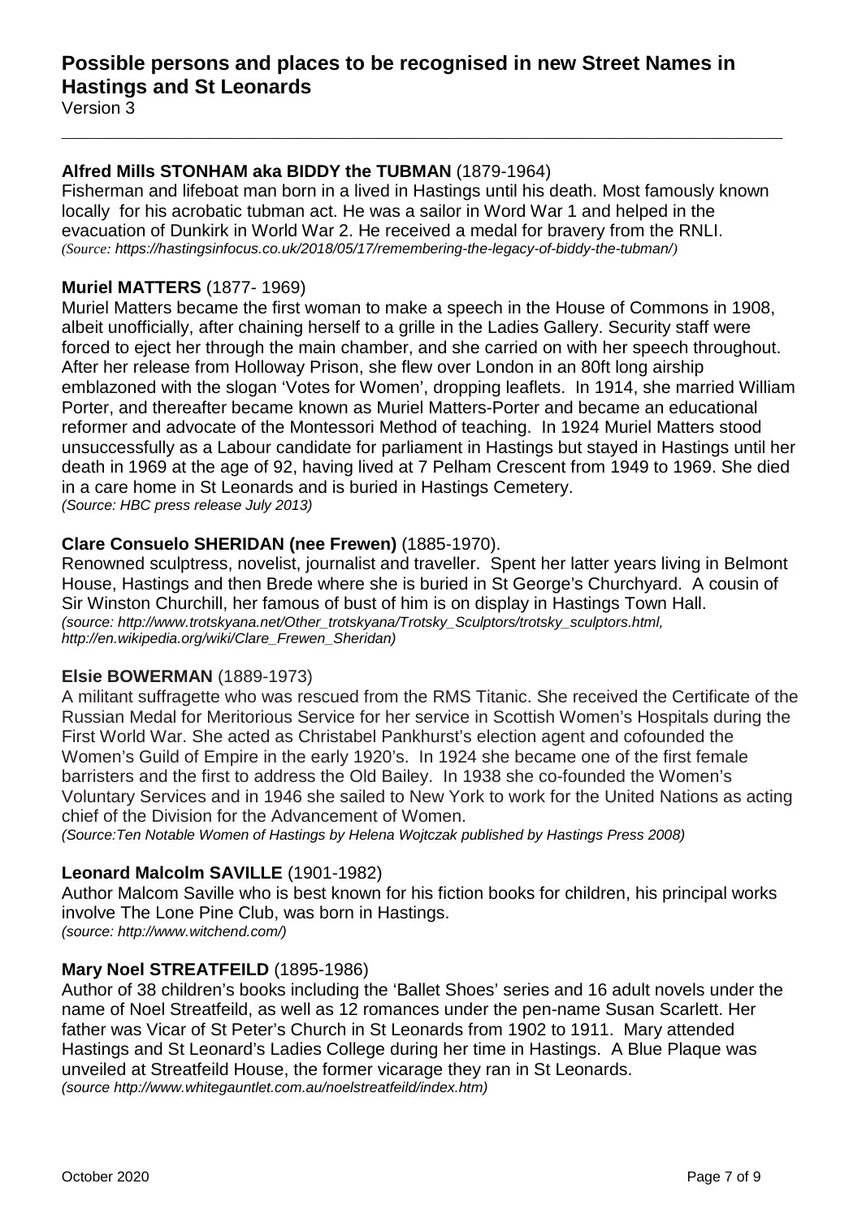# Possible persons and places to be recognised in new Street Names in Hastings and St Leonards

Version 3

---

**Alfred Mills STONHAM aka BIDDY the TUBMAN** (1879-1964)

Fisherman and lifeboat man born in a lived in Hastings until his death. Most famously known locally for his acrobatic tubman act. He was a sailor in Word War 1 and helped in the evacuation of Dunkirk in World War 2. He received a medal for bravery from the RNLI.

*(Source: https://hastingsinfocus.co.uk/2018/05/17/remembering-the-legacy-of-biddy-the-tubman/)*

**Muriel MATTERS** (1877- 1969)

Muriel Matters became the first woman to make a speech in the House of Commons in 1908, albeit unofficially, after chaining herself to a grille in the Ladies Gallery. Security staff were forced to eject her through the main chamber, and she carried on with her speech throughout. After her release from Holloway Prison, she flew over London in an 80ft long airship emblazoned with the slogan 'Votes for Women', dropping leaflets. In 1914, she married William Porter, and thereafter became known as Muriel Matters-Porter and became an educational reformer and advocate of the Montessori Method of teaching. In 1924 Muriel Matters stood unsuccessfully as a Labour candidate for parliament in Hastings but stayed in Hastings until her death in 1969 at the age of 92, having lived at 7 Pelham Crescent from 1949 to 1969. She died in a care home in St Leonards and is buried in Hastings Cemetery.

*(Source: HBC press release July 2013)*

**Clare Consuelo SHERIDAN (nee Frewen)** (1885-1970).

Renowned sculptress, novelist, journalist and traveller. Spent her latter years living in Belmont House, Hastings and then Brede where she is buried in St George's Churchyard. A cousin of Sir Winston Churchill, her famous of bust of him is on display in Hastings Town Hall.

*(source: http://www.trotskyana.net/Other_trotskyana/Trotsky_Sculptors/trotsky_sculptors.html, http://en.wikipedia.org/wiki/Clare_Frewen_Sheridan)*

**Elsie BOWERMAN** (1889-1973)

A militant suffragette who was rescued from the RMS Titanic. She received the Certificate of the Russian Medal for Meritorious Service for her service in Scottish Women's Hospitals during the First World War. She acted as Christabel Pankhurst's election agent and cofounded the Women's Guild of Empire in the early 1920's. In 1924 she became one of the first female barristers and the first to address the Old Bailey. In 1938 she co-founded the Women's Voluntary Services and in 1946 she sailed to New York to work for the United Nations as acting chief of the Division for the Advancement of Women.

*(Source:Ten Notable Women of Hastings by Helena Wojtczak published by Hastings Press 2008)*

**Leonard Malcolm SAVILLE** (1901-1982)

Author Malcom Saville who is best known for his fiction books for children, his principal works involve The Lone Pine Club, was born in Hastings.

*(source: http://www.witchend.com/)*

**Mary Noel STREATFEILD** (1895-1986)

Author of 38 children's books including the 'Ballet Shoes' series and 16 adult novels under the name of Noel Streatfeild, as well as 12 romances under the pen-name Susan Scarlett. Her father was Vicar of St Peter's Church in St Leonards from 1902 to 1911. Mary attended Hastings and St Leonard's Ladies College during her time in Hastings. A Blue Plaque was unveiled at Streatfeild House, the former vicarage they ran in St Leonards.

*(source http://www.whitegauntlet.com.au/noelstreatfeild/index.htm)*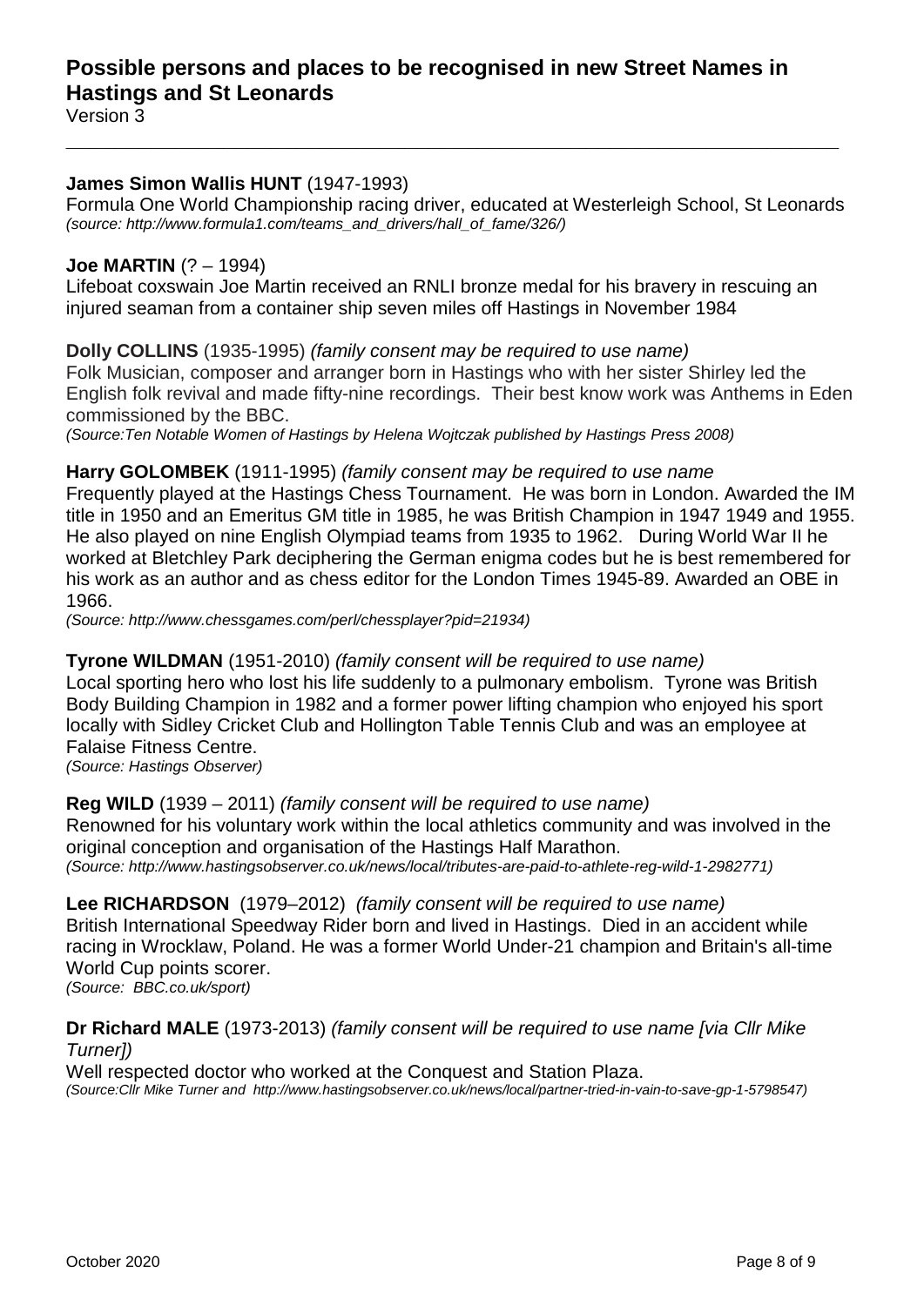# Possible persons and places to be recognised in new Street Names in Hastings and St Leonards

Version 3

**James Simon Wallis HUNT** (1947-1993)
Formula One World Championship racing driver, educated at Westerleigh School, St Leonards
*(source: http://www.formula1.com/teams_and_drivers/hall_of_fame/326/)*

**Joe MARTIN** (? – 1994)
Lifeboat coxswain Joe Martin received an RNLI bronze medal for his bravery in rescuing an injured seaman from a container ship seven miles off Hastings in November 1984

**Dolly COLLINS** (1935-1995) *(family consent may be required to use name)*
Folk Musician, composer and arranger born in Hastings who with her sister Shirley led the English folk revival and made fifty-nine recordings. Their best know work was Anthems in Eden commissioned by the BBC.
*(Source:Ten Notable Women of Hastings by Helena Wojtczak published by Hastings Press 2008)*

**Harry GOLOMBEK** (1911-1995) *(family consent may be required to use name*
Frequently played at the Hastings Chess Tournament. He was born in London. Awarded the IM title in 1950 and an Emeritus GM title in 1985, he was British Champion in 1947 1949 and 1955. He also played on nine English Olympiad teams from 1935 to 1962. During World War II he worked at Bletchley Park deciphering the German enigma codes but he is best remembered for his work as an author and as chess editor for the London Times 1945-89. Awarded an OBE in 1966.
*(Source: http://www.chessgames.com/perl/chessplayer?pid=21934)*

**Tyrone WILDMAN** (1951-2010) *(family consent will be required to use name)*
Local sporting hero who lost his life suddenly to a pulmonary embolism. Tyrone was British Body Building Champion in 1982 and a former power lifting champion who enjoyed his sport locally with Sidley Cricket Club and Hollington Table Tennis Club and was an employee at Falaise Fitness Centre.
*(Source: Hastings Observer)*

**Reg WILD** (1939 – 2011) *(family consent will be required to use name)*
Renowned for his voluntary work within the local athletics community and was involved in the original conception and organisation of the Hastings Half Marathon.
*(Source: http://www.hastingsobserver.co.uk/news/local/tributes-are-paid-to-athlete-reg-wild-1-2982771)*

**Lee RICHARDSON** (1979–2012) *(family consent will be required to use name)*
British International Speedway Rider born and lived in Hastings. Died in an accident while racing in Wrocklaw, Poland. He was a former World Under-21 champion and Britain's all-time World Cup points scorer.
*(Source: BBC.co.uk/sport)*

**Dr Richard MALE** (1973-2013) *(family consent will be required to use name [via Cllr Mike Turner])*
Well respected doctor who worked at the Conquest and Station Plaza.
*(Source:Cllr Mike Turner and http://www.hastingsobserver.co.uk/news/local/partner-tried-in-vain-to-save-gp-1-5798547)*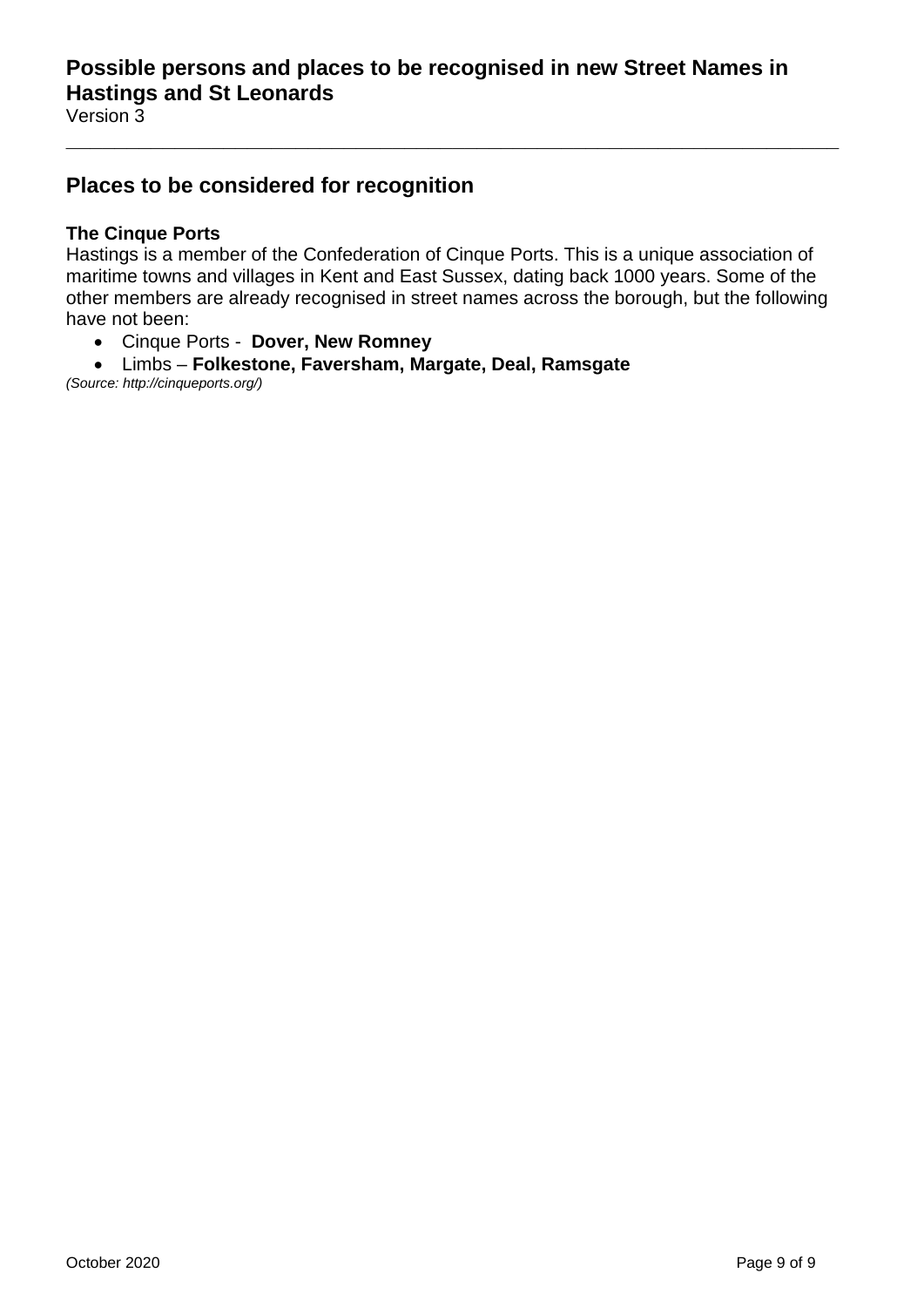## Places to be considered for recognition

**The Cinque Ports**

Hastings is a member of the Confederation of Cinque Ports. This is a unique association of maritime towns and villages in Kent and East Sussex, dating back 1000 years. Some of the other members are already recognised in street names across the borough, but the following have not been:

- Cinque Ports - **Dover, New Romney**
- Limbs – **Folkestone, Faversham, Margate, Deal, Ramsgate**

*(Source: http://cinqueports.org/)*